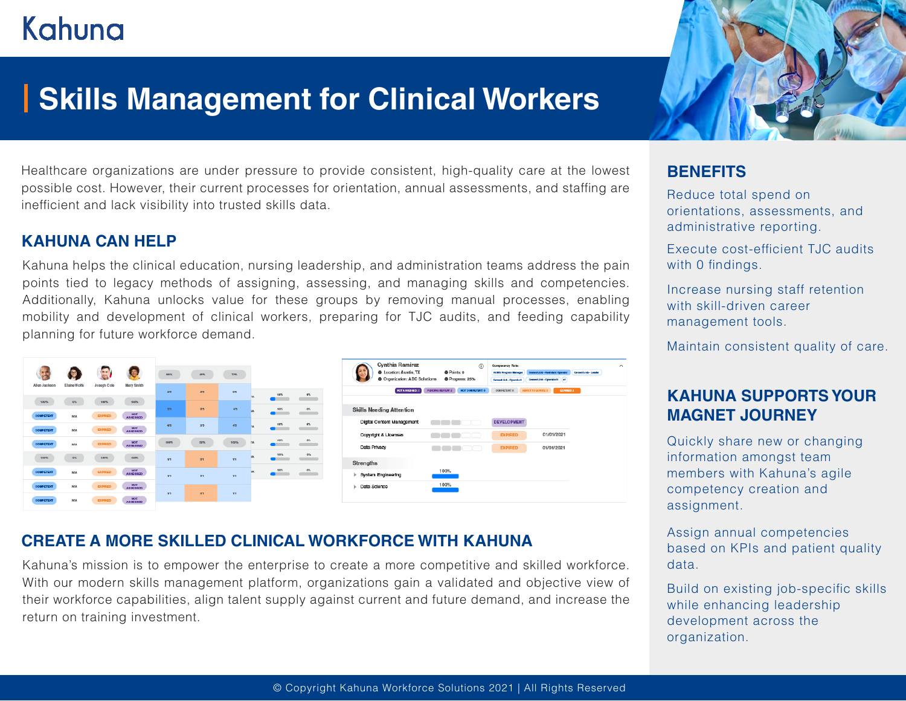Kahuna

# Skills Management for Clinical Workers

Healthcare organizations are under pressure to provide consistent, high-quality care at the lowest possible cost. However, their current processes for orientation, annual assessments, and staffing are inefficient and lack visibility into trusted skills data.

## KAHUNA CAN HELP

Kahuna helps the clinical education, nursing leadership, and administration teams address the pain points tied to legacy methods of assigning, assessing, and managing skills and competencies. Additionally, Kahuna unlocks value for these groups by removing manual processes, enabling mobility and development of clinical workers, preparing for TJC audits, and feeding capability planning for future workforce demand.

## CREATE A MORE SKILLED CLINICAL WORKFORCE WITH KAHUNA

Kahuna's mission is to empower the enterprise to create a more competitive and skilled workforce. With our modern skills management platform, organizations gain a validated and objective view of their workforce capabilities, align talent supply against current and future demand, and increase the return on training investment.

## BENEFITS

Reduce total spend on orientations, assessments, and administrative reporting.

Execute cost-efficient TJC audits with 0 findings.

Increase nursing staff retention with skill-driven career management tools.

Maintain consistent quality of care.

## KAHUNA SUPPORTS YOUR MAGNET JOURNEY

Quickly share new or changing information amongst team members with Kahuna's agile competency creation and assignment.

Assign annual competencies based on KPIs and patient quality data.

Build on existing job-specific skills while enhancing leadership development across the organization.

© Copyright Kahuna Workforce Solutions 2021 | All Rights Reserved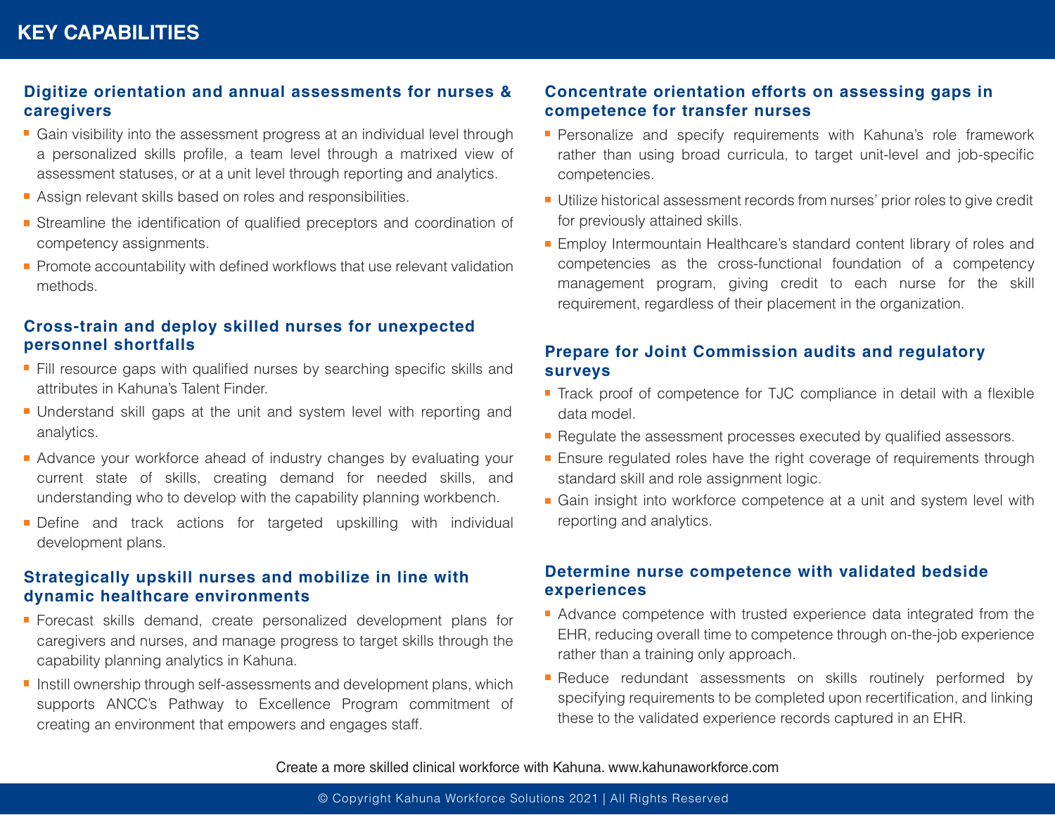## KEY CAPABILITIES

### Digitize orientation and annual assessments for nurses & caregivers

- Gain visibility into the assessment progress at an individual level through a personalized skills profile, a team level through a matrixed view of assessment statuses, or at a unit level through reporting and analytics.
- Assign relevant skills based on roles and responsibilities.
- Streamline the identification of qualified preceptors and coordination of competency assignments.
- Promote accountability with defined workflows that use relevant validation methods.

### Cross-train and deploy skilled nurses for unexpected personnel shortfalls

- Fill resource gaps with qualified nurses by searching specific skills and attributes in Kahuna's Talent Finder.
- Understand skill gaps at the unit and system level with reporting and analytics.
- Advance your workforce ahead of industry changes by evaluating your current state of skills, creating demand for needed skills, and understanding who to develop with the capability planning workbench.
- Define and track actions for targeted upskilling with individual development plans.

### Strategically upskill nurses and mobilize in line with dynamic healthcare environments

- Forecast skills demand, create personalized development plans for caregivers and nurses, and manage progress to target skills through the capability planning analytics in Kahuna.
- Instill ownership through self-assessments and development plans, which supports ANCC's Pathway to Excellence Program commitment of creating an environment that empowers and engages staff.

### Concentrate orientation efforts on assessing gaps in competence for transfer nurses

- Personalize and specify requirements with Kahuna's role framework rather than using broad curricula, to target unit-level and job-specific competencies.
- Utilize historical assessment records from nurses' prior roles to give credit for previously attained skills.
- Employ Intermountain Healthcare's standard content library of roles and competencies as the cross-functional foundation of a competency management program, giving credit to each nurse for the skill requirement, regardless of their placement in the organization.

### Prepare for Joint Commission audits and regulatory surveys

- Track proof of competence for TJC compliance in detail with a flexible data model.
- Regulate the assessment processes executed by qualified assessors.
- Ensure regulated roles have the right coverage of requirements through standard skill and role assignment logic.
- Gain insight into workforce competence at a unit and system level with reporting and analytics.

### Determine nurse competence with validated bedside experiences

- Advance competence with trusted experience data integrated from the EHR, reducing overall time to competence through on-the-job experience rather than a training only approach.
- Reduce redundant assessments on skills routinely performed by specifying requirements to be completed upon recertification, and linking these to the validated experience records captured in an EHR.

Create a more skilled clinical workforce with Kahuna. www.kahunaworkforce.com

© Copyright Kahuna Workforce Solutions 2021 | All Rights Reserved